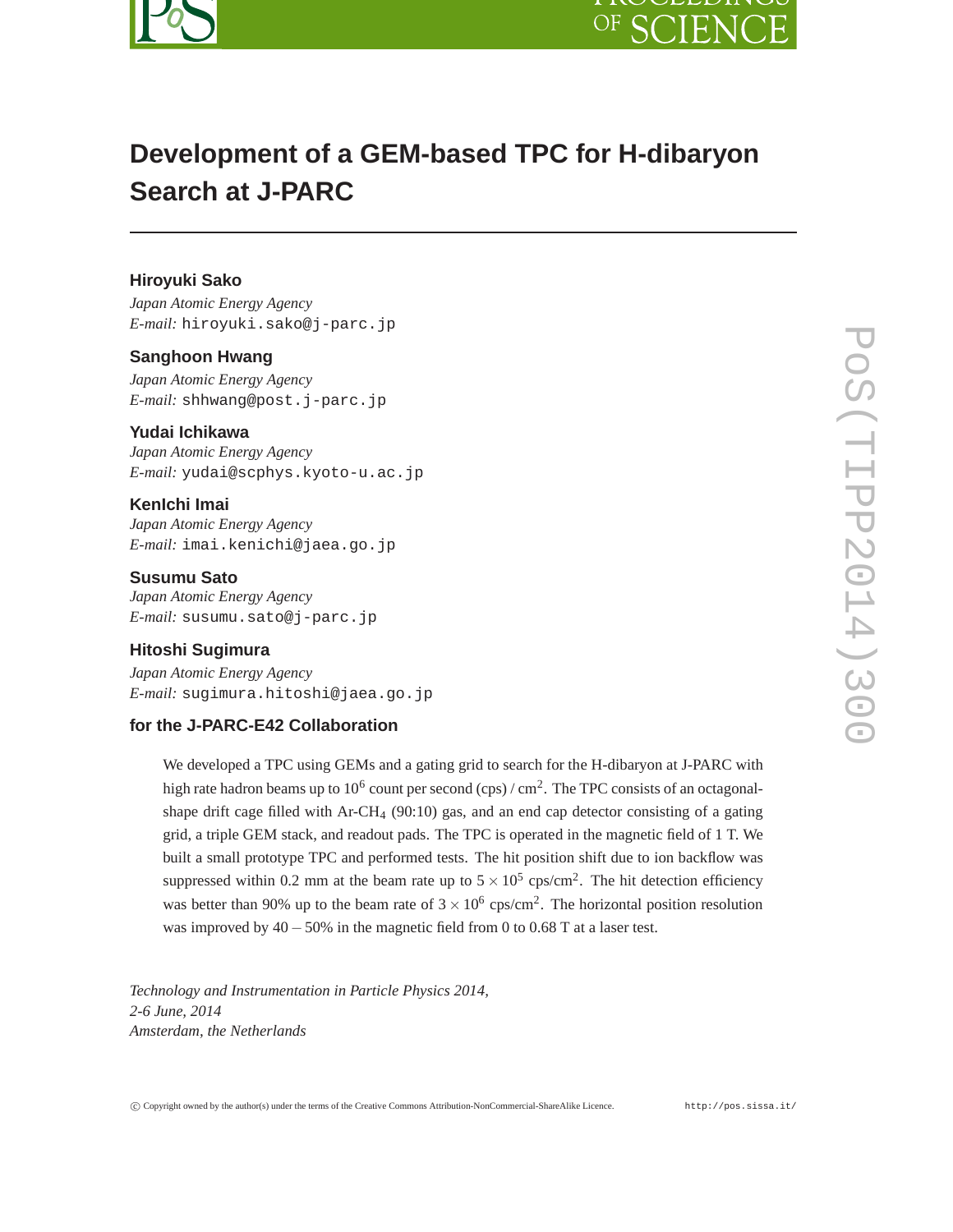# Development of a GEM-based TPC for H-dibaryon Search at J-PARC

**Hiroyuki Sako**
*Japan Atomic Energy Agency*
*E-mail:* hiroyuki.sako@j-parc.jp

**Sanghoon Hwang**
*Japan Atomic Energy Agency*
*E-mail:* shhwang@post.j-parc.jp

**Yudai Ichikawa**
*Japan Atomic Energy Agency*
*E-mail:* yudai@scphys.kyoto-u.ac.jp

**KenIchi Imai**
*Japan Atomic Energy Agency*
*E-mail:* imai.kenichi@jaea.go.jp

**Susumu Sato**
*Japan Atomic Energy Agency*
*E-mail:* susumu.sato@j-parc.jp

**Hitoshi Sugimura**
*Japan Atomic Energy Agency*
*E-mail:* sugimura.hitoshi@jaea.go.jp

**for the J-PARC-E42 Collaboration**

We developed a TPC using GEMs and a gating grid to search for the H-dibaryon at J-PARC with high rate hadron beams up to $10^6$ count per second (cps) / cm$^2$. The TPC consists of an octagonal-shape drift cage filled with Ar-$CH_4$ (90:10) gas, and an end cap detector consisting of a gating grid, a triple GEM stack, and readout pads. The TPC is operated in the magnetic field of 1 T. We built a small prototype TPC and performed tests. The hit position shift due to ion backflow was suppressed within 0.2 mm at the beam rate up to $5 \times 10^5$ cps/cm$^2$. The hit detection efficiency was better than 90% up to the beam rate of $3 \times 10^6$ cps/cm$^2$. The horizontal position resolution was improved by 40 – 50% in the magnetic field from 0 to 0.68 T at a laser test.

*Technology and Instrumentation in Particle Physics 2014,*
*2-6 June, 2014*
*Amsterdam, the Netherlands*

© Copyright owned by the author(s) under the terms of the Creative Commons Attribution-NonCommercial-ShareAlike Licence. http://pos.sissa.it/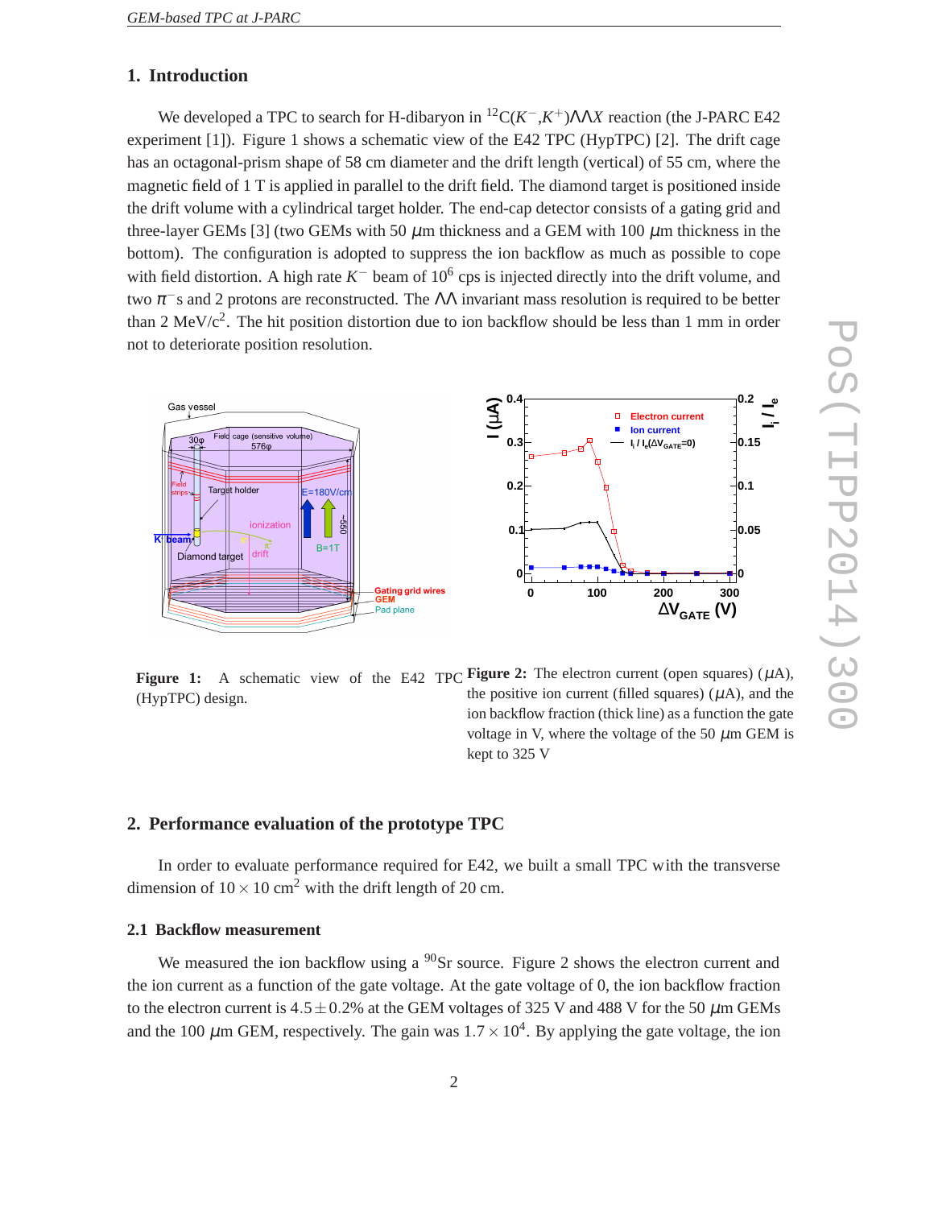## 1. Introduction

We developed a TPC to search for H-dibaryon in $^{12}C(K^-,K^+)\Lambda\Lambda X$ reaction (the J-PARC E42 experiment [1]). Figure 1 shows a schematic view of the E42 TPC (HypTPC) [2]. The drift cage has an octagonal-prism shape of 58 cm diameter and the drift length (vertical) of 55 cm, where the magnetic field of 1 T is applied in parallel to the drift field. The diamond target is positioned inside the drift volume with a cylindrical target holder. The end-cap detector consists of a gating grid and three-layer GEMs [3] (two GEMs with 50 $\mu$m thickness and a GEM with 100 $\mu$m thickness in the bottom). The configuration is adopted to suppress the ion backflow as much as possible to cope with field distortion. A high rate $K^-$ beam of $10^6$ cps is injected directly into the drift volume, and two $\pi^-$s and 2 protons are reconstructed. The $\Lambda\Lambda$ invariant mass resolution is required to be better than 2 MeV/c$^2$. The hit position distortion due to ion backflow should be less than 1 mm in order not to deteriorate position resolution.

**Figure 1:** A schematic view of the E42 TPC (HypTPC) design.

**Figure 2:** The electron current (open squares) ($\mu$A), the positive ion current (filled squares) ($\mu$A), and the ion backflow fraction (thick line) as a function the gate voltage in V, where the voltage of the 50 $\mu$m GEM is kept to 325 V

## 2. Performance evaluation of the prototype TPC

In order to evaluate performance required for E42, we built a small TPC with the transverse dimension of $10 \times 10$ cm$^2$ with the drift length of 20 cm.

### 2.1 Backflow measurement

We measured the ion backflow using a $^{90}$Sr source. Figure 2 shows the electron current and the ion current as a function of the gate voltage. At the gate voltage of 0, the ion backflow fraction to the electron current is $4.5 \pm 0.2$% at the GEM voltages of 325 V and 488 V for the 50 $\mu$m GEMs and the 100 $\mu$m GEM, respectively. The gain was $1.7 \times 10^4$. By applying the gate voltage, the ion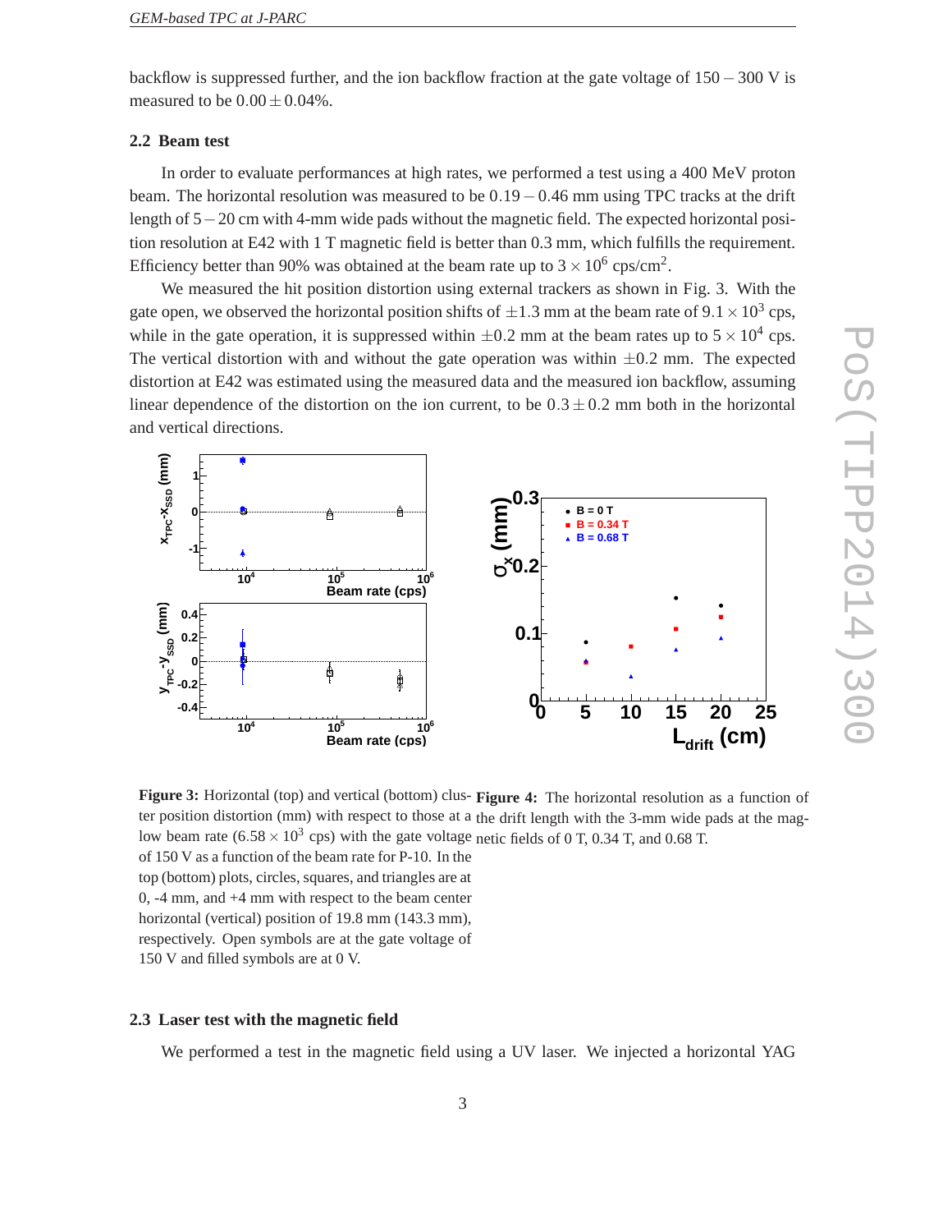backflow is suppressed further, and the ion backflow fraction at the gate voltage of $150-300$ V is measured to be $0.00 \pm 0.04\%$.

### 2.2 Beam test

In order to evaluate performances at high rates, we performed a test using a 400 MeV proton beam. The horizontal resolution was measured to be $0.19-0.46$ mm using TPC tracks at the drift length of $5-20$ cm with 4-mm wide pads without the magnetic field. The expected horizontal position resolution at E42 with 1 T magnetic field is better than 0.3 mm, which fulfills the requirement. Efficiency better than 90% was obtained at the beam rate up to $3 \times 10^6$ cps/cm$^2$.

We measured the hit position distortion using external trackers as shown in Fig. 3. With the gate open, we observed the horizontal position shifts of $\pm 1.3$ mm at the beam rate of $9.1 \times 10^3$ cps, while in the gate operation, it is suppressed within $\pm 0.2$ mm at the beam rates up to $5 \times 10^4$ cps. The vertical distortion with and without the gate operation was within $\pm 0.2$ mm. The expected distortion at E42 was estimated using the measured data and the measured ion backflow, assuming linear dependence of the distortion on the ion current, to be $0.3 \pm 0.2$ mm both in the horizontal and vertical directions.

**Figure 3:** Horizontal (top) and vertical (bottom) cluster position distortion (mm) with respect to those at a low beam rate ($6.58 \times 10^3$ cps) with the gate voltage of 150 V as a function of the beam rate for P-10. In the top (bottom) plots, circles, squares, and triangles are at 0, -4 mm, and +4 mm with respect to the beam center horizontal (vertical) position of 19.8 mm (143.3 mm), respectively. Open symbols are at the gate voltage of 150 V and filled symbols are at 0 V.

**Figure 4:** The horizontal resolution as a function of the drift length with the 3-mm wide pads at the magnetic fields of 0 T, 0.34 T, and 0.68 T.

### 2.3 Laser test with the magnetic field

We performed a test in the magnetic field using a UV laser. We injected a horizontal YAG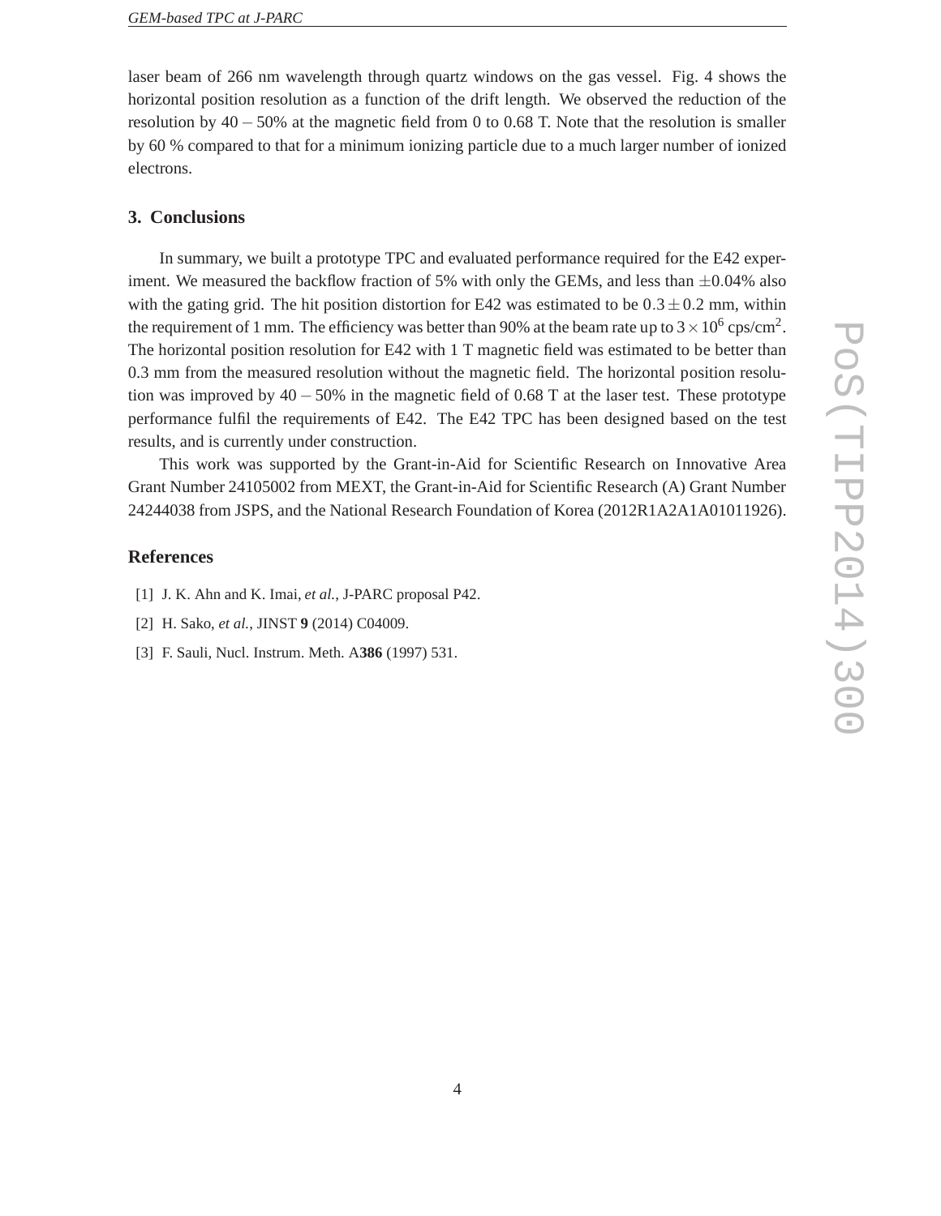laser beam of 266 nm wavelength through quartz windows on the gas vessel. Fig. 4 shows the horizontal position resolution as a function of the drift length. We observed the reduction of the resolution by $40-50\%$ at the magnetic field from 0 to 0.68 T. Note that the resolution is smaller by 60 % compared to that for a minimum ionizing particle due to a much larger number of ionized electrons.

## 3. Conclusions

In summary, we built a prototype TPC and evaluated performance required for the E42 experiment. We measured the backflow fraction of 5% with only the GEMs, and less than $\pm 0.04\%$ also with the gating grid. The hit position distortion for E42 was estimated to be $0.3 \pm 0.2$ mm, within the requirement of 1 mm. The efficiency was better than 90% at the beam rate up to $3 \times 10^6$ cps/cm$^2$. The horizontal position resolution for E42 with 1 T magnetic field was estimated to be better than 0.3 mm from the measured resolution without the magnetic field. The horizontal position resolution was improved by $40-50\%$ in the magnetic field of 0.68 T at the laser test. These prototype performance fulfil the requirements of E42. The E42 TPC has been designed based on the test results, and is currently under construction.

This work was supported by the Grant-in-Aid for Scientific Research on Innovative Area Grant Number 24105002 from MEXT, the Grant-in-Aid for Scientific Research (A) Grant Number 24244038 from JSPS, and the National Research Foundation of Korea (2012R1A2A1A01011926).

## References

[1] J. K. Ahn and K. Imai, *et al.*, J-PARC proposal P42.

[2] H. Sako, *et al.*, JINST **9** (2014) C04009.

[3] F. Sauli, Nucl. Instrum. Meth. A**386** (1997) 531.